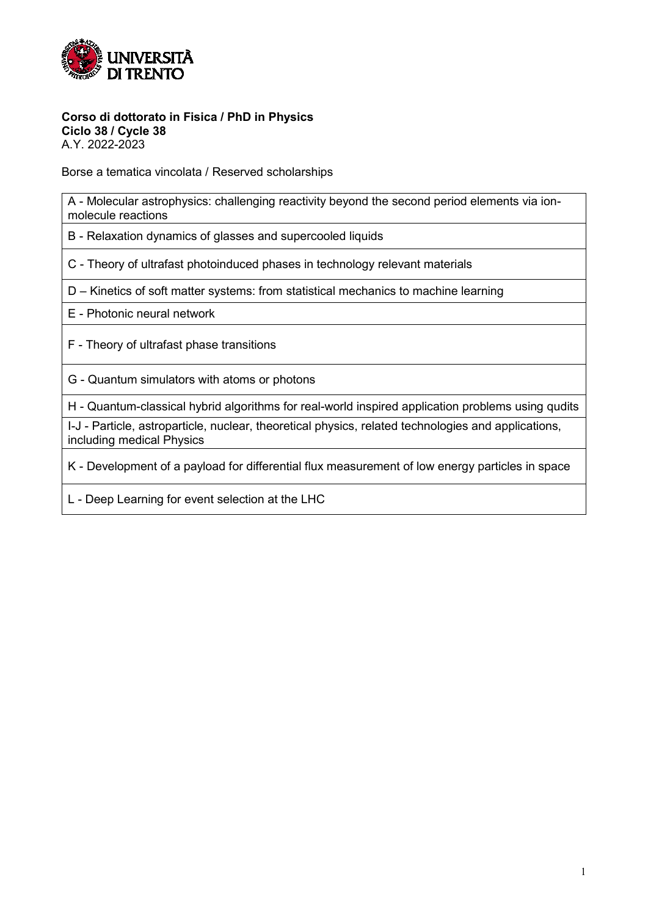**Corso di dottorato in Fisica / PhD in Physics**
**Ciclo 38 / Cycle 38**
A.Y. 2022-2023

Borse a tematica vincolata / Reserved scholarships

| |
|---|
| A - Molecular astrophysics: challenging reactivity beyond the second period elements via ion-molecule reactions |
| B - Relaxation dynamics of glasses and supercooled liquids |
| C - Theory of ultrafast photoinduced phases in technology relevant materials |
| D – Kinetics of soft matter systems: from statistical mechanics to machine learning |
| E - Photonic neural network |
| F - Theory of ultrafast phase transitions |
| G - Quantum simulators with atoms or photons |
| H - Quantum-classical hybrid algorithms for real-world inspired application problems using qudits |
| I-J - Particle, astroparticle, nuclear, theoretical physics, related technologies and applications, including medical Physics |
| K - Development of a payload for differential flux measurement of low energy particles in space |
| L - Deep Learning for event selection at the LHC |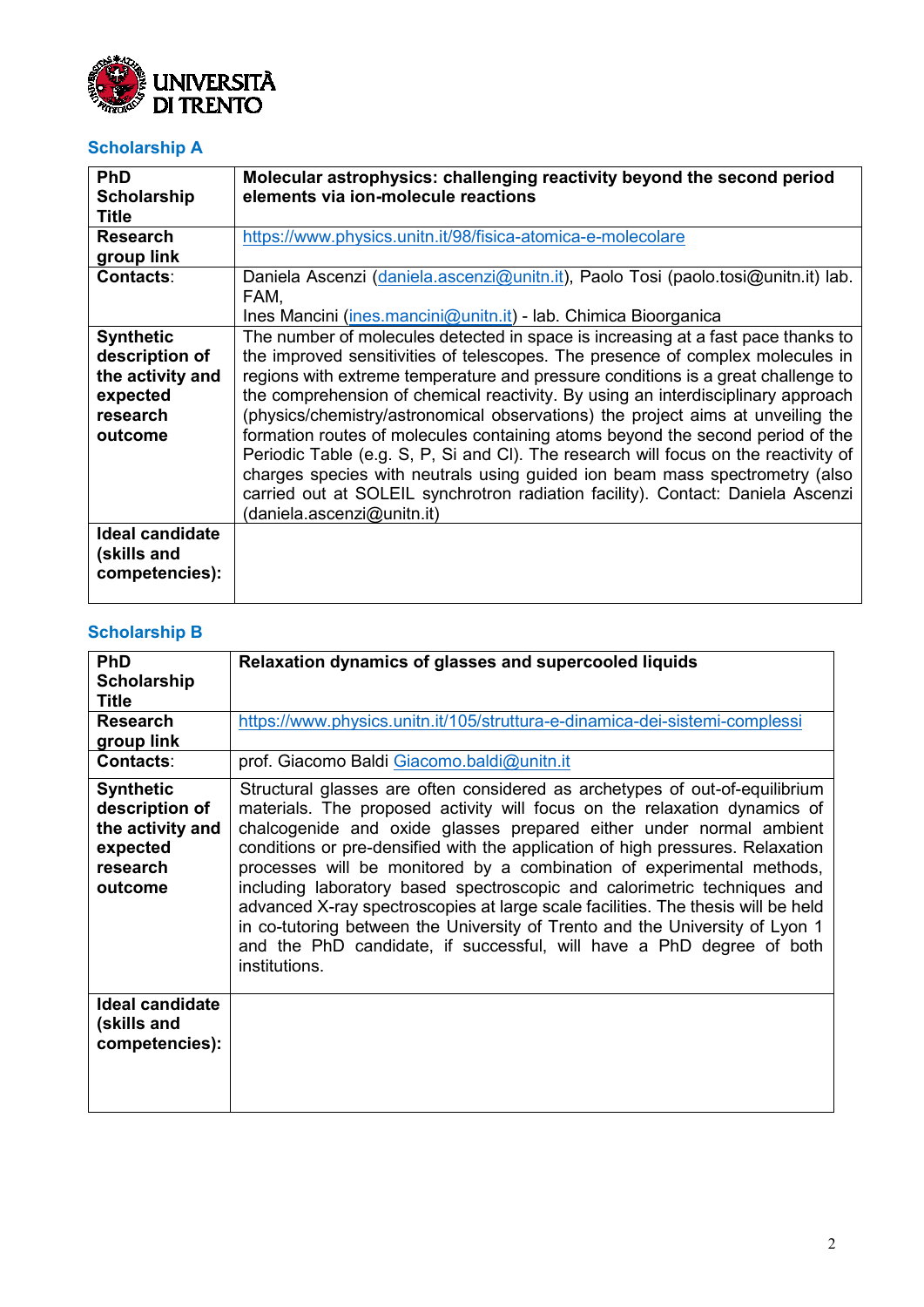## Scholarship A

| PhD Scholarship Title | **Molecular astrophysics: challenging reactivity beyond the second period elements via ion-molecule reactions** |
|---|---|
| **Research group link** | https://www.physics.unitn.it/98/fisica-atomica-e-molecolare |
| **Contacts**: | Daniela Ascenzi (daniela.ascenzi@unitn.it), Paolo Tosi (paolo.tosi@unitn.it) lab. FAM, Ines Mancini (ines.mancini@unitn.it) - lab. Chimica Bioorganica |
| **Synthetic description of the activity and expected research outcome** | The number of molecules detected in space is increasing at a fast pace thanks to the improved sensitivities of telescopes. The presence of complex molecules in regions with extreme temperature and pressure conditions is a great challenge to the comprehension of chemical reactivity. By using an interdisciplinary approach (physics/chemistry/astronomical observations) the project aims at unveiling the formation routes of molecules containing atoms beyond the second period of the Periodic Table (e.g. S, P, Si and Cl). The research will focus on the reactivity of charges species with neutrals using guided ion beam mass spectrometry (also carried out at SOLEIL synchrotron radiation facility). Contact: Daniela Ascenzi (daniela.ascenzi@unitn.it) |
| **Ideal candidate (skills and competencies):** | |

## Scholarship B

| PhD Scholarship Title | **Relaxation dynamics of glasses and supercooled liquids** |
|---|---|
| **Research group link** | https://www.physics.unitn.it/105/struttura-e-dinamica-dei-sistemi-complessi |
| **Contacts**: | prof. Giacomo Baldi Giacomo.baldi@unitn.it |
| **Synthetic description of the activity and expected research outcome** | Structural glasses are often considered as archetypes of out-of-equilibrium materials. The proposed activity will focus on the relaxation dynamics of chalcogenide and oxide glasses prepared either under normal ambient conditions or pre-densified with the application of high pressures. Relaxation processes will be monitored by a combination of experimental methods, including laboratory based spectroscopic and calorimetric techniques and advanced X-ray spectroscopies at large scale facilities. The thesis will be held in co-tutoring between the University of Trento and the University of Lyon 1 and the PhD candidate, if successful, will have a PhD degree of both institutions. |
| **Ideal candidate (skills and competencies):** | |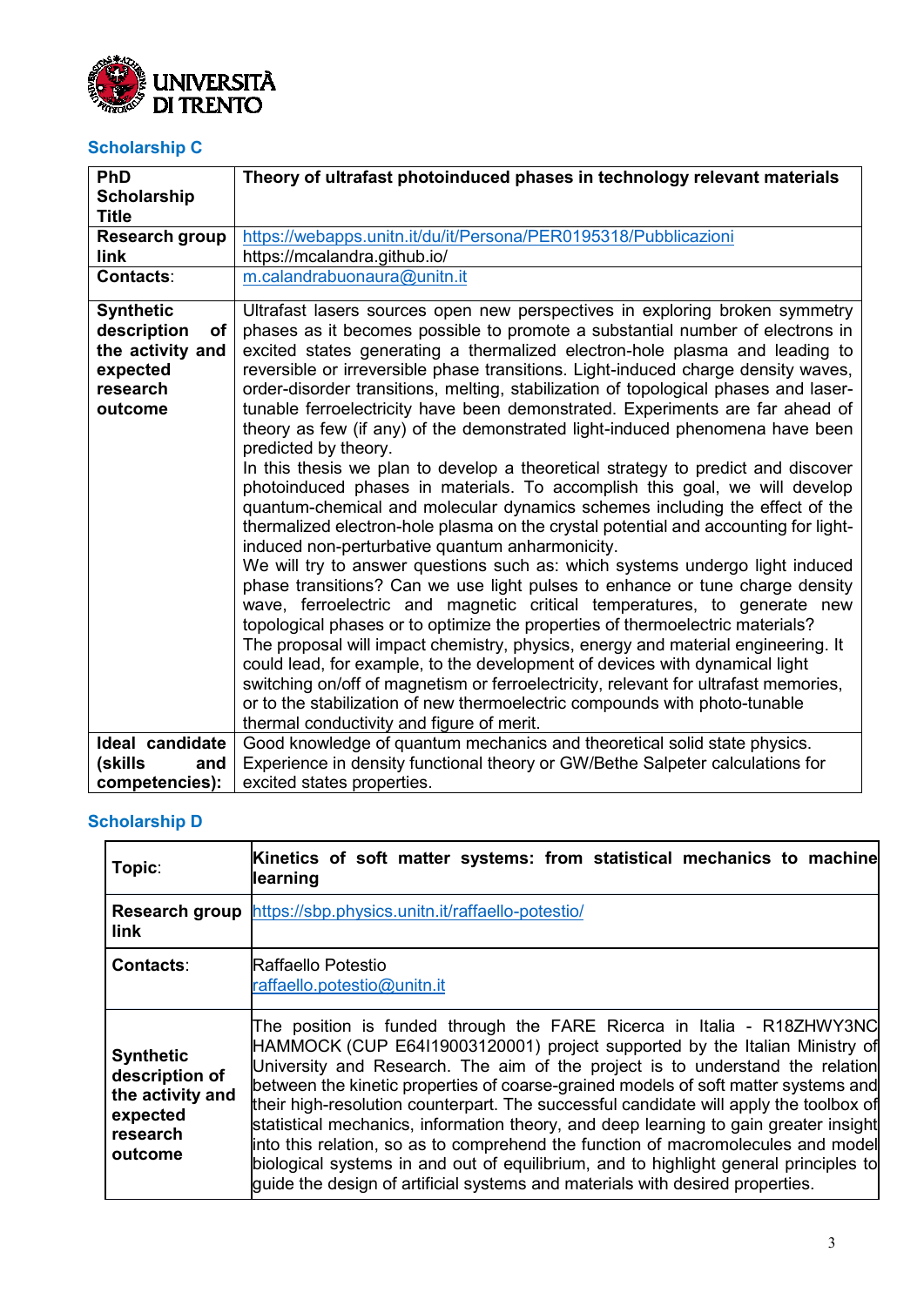## Scholarship C

| **PhD Scholarship Title** | **Theory of ultrafast photoinduced phases in technology relevant materials** |
|---|---|
| **Research group link** | https://webapps.unitn.it/du/it/Persona/PER0195318/Pubblicazioni<br>https://mcalandra.github.io/ |
| **Contacts**: | m.calandrabuonaura@unitn.it |
| **Synthetic description of the activity and expected research outcome** | Ultrafast lasers sources open new perspectives in exploring broken symmetry phases as it becomes possible to promote a substantial number of electrons in excited states generating a thermalized electron-hole plasma and leading to reversible or irreversible phase transitions. Light-induced charge density waves, order-disorder transitions, melting, stabilization of topological phases and laser-tunable ferroelectricity have been demonstrated. Experiments are far ahead of theory as few (if any) of the demonstrated light-induced phenomena have been predicted by theory.<br>In this thesis we plan to develop a theoretical strategy to predict and discover photoinduced phases in materials. To accomplish this goal, we will develop quantum-chemical and molecular dynamics schemes including the effect of the thermalized electron-hole plasma on the crystal potential and accounting for light-induced non-perturbative quantum anharmonicity.<br>We will try to answer questions such as: which systems undergo light induced phase transitions? Can we use light pulses to enhance or tune charge density wave, ferroelectric and magnetic critical temperatures, to generate new topological phases or to optimize the properties of thermoelectric materials?<br>The proposal will impact chemistry, physics, energy and material engineering. It could lead, for example, to the development of devices with dynamical light switching on/off of magnetism or ferroelectricity, relevant for ultrafast memories, or to the stabilization of new thermoelectric compounds with photo-tunable thermal conductivity and figure of merit. |
| **Ideal candidate (skills and competencies):** | Good knowledge of quantum mechanics and theoretical solid state physics. Experience in density functional theory or GW/Bethe Salpeter calculations for excited states properties. |

## Scholarship D

| **Topic**: | **Kinetics of soft matter systems: from statistical mechanics to machine learning** |
|---|---|
| **Research group link** | https://sbp.physics.unitn.it/raffaello-potestio/ |
| **Contacts**: | Raffaello Potestio<br>raffaello.potestio@unitn.it |
| **Synthetic description of the activity and expected research outcome** | The position is funded through the FARE Ricerca in Italia - R18ZHWY3NC HAMMOCK (CUP E64I19003120001) project supported by the Italian Ministry of University and Research. The aim of the project is to understand the relation between the kinetic properties of coarse-grained models of soft matter systems and their high-resolution counterpart. The successful candidate will apply the toolbox of statistical mechanics, information theory, and deep learning to gain greater insight into this relation, so as to comprehend the function of macromolecules and model biological systems in and out of equilibrium, and to highlight general principles to guide the design of artificial systems and materials with desired properties. |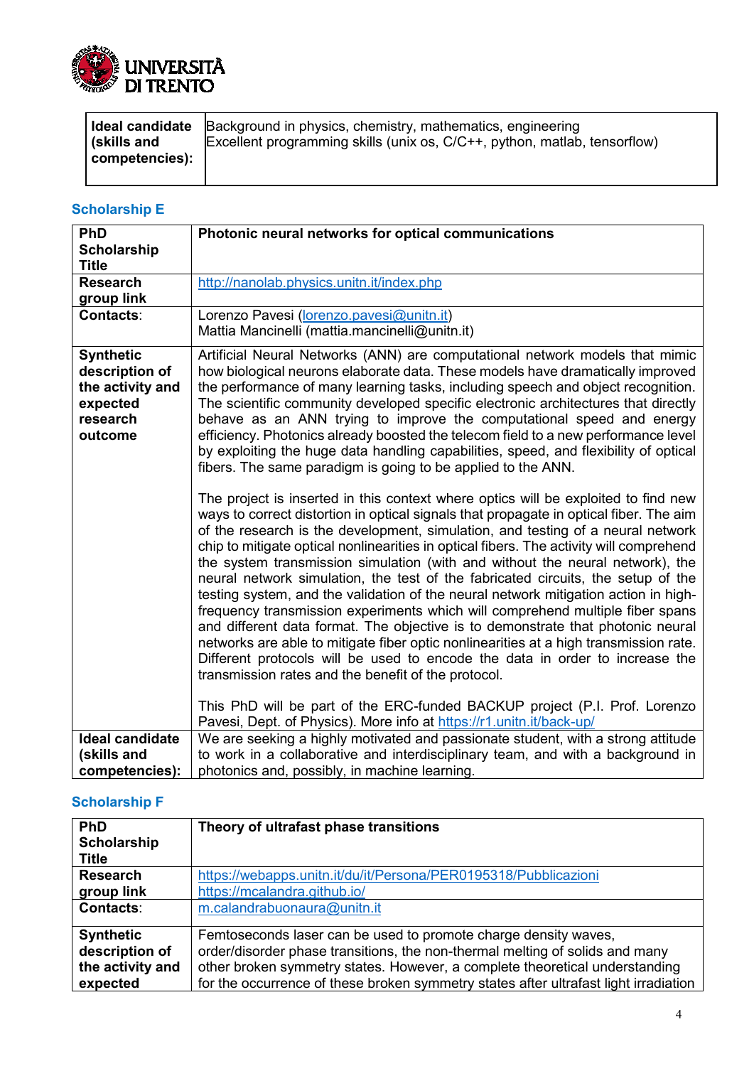| | |
|---|---|
| **Ideal candidate (skills and competencies):** | Background in physics, chemistry, mathematics, engineering<br>Excellent programming skills (unix os, C/C++, python, matlab, tensorflow) |

### Scholarship E

| | |
|---|---|
| **PhD Scholarship Title** | **Photonic neural networks for optical communications** |
| **Research group link** | http://nanolab.physics.unitn.it/index.php |
| **Contacts**: | Lorenzo Pavesi (lorenzo.pavesi@unitn.it)<br>Mattia Mancinelli (mattia.mancinelli@unitn.it) |
| **Synthetic description of the activity and expected research outcome** | Artificial Neural Networks (ANN) are computational network models that mimic how biological neurons elaborate data. These models have dramatically improved the performance of many learning tasks, including speech and object recognition. The scientific community developed specific electronic architectures that directly behave as an ANN trying to improve the computational speed and energy efficiency. Photonics already boosted the telecom field to a new performance level by exploiting the huge data handling capabilities, speed, and flexibility of optical fibers. The same paradigm is going to be applied to the ANN.<br><br>The project is inserted in this context where optics will be exploited to find new ways to correct distortion in optical signals that propagate in optical fiber. The aim of the research is the development, simulation, and testing of a neural network chip to mitigate optical nonlinearities in optical fibers. The activity will comprehend the system transmission simulation (with and without the neural network), the neural network simulation, the test of the fabricated circuits, the setup of the testing system, and the validation of the neural network mitigation action in high-frequency transmission experiments which will comprehend multiple fiber spans and different data format. The objective is to demonstrate that photonic neural networks are able to mitigate fiber optic nonlinearities at a high transmission rate. Different protocols will be used to encode the data in order to increase the transmission rates and the benefit of the protocol.<br><br>This PhD will be part of the ERC-funded BACKUP project (P.I. Prof. Lorenzo Pavesi, Dept. of Physics). More info at https://r1.unitn.it/back-up/ |
| **Ideal candidate (skills and competencies):** | We are seeking a highly motivated and passionate student, with a strong attitude to work in a collaborative and interdisciplinary team, and with a background in photonics and, possibly, in machine learning. |

### Scholarship F

| | |
|---|---|
| **PhD Scholarship Title** | **Theory of ultrafast phase transitions** |
| **Research group link** | https://webapps.unitn.it/du/it/Persona/PER0195318/Pubblicazioni<br>https://mcalandra.github.io/ |
| **Contacts**: | m.calandrabuonaura@unitn.it |
| **Synthetic description of the activity and expected** | Femtoseconds laser can be used to promote charge density waves, order/disorder phase transitions, the non-thermal melting of solids and many other broken symmetry states. However, a complete theoretical understanding for the occurrence of these broken symmetry states after ultrafast light irradiation |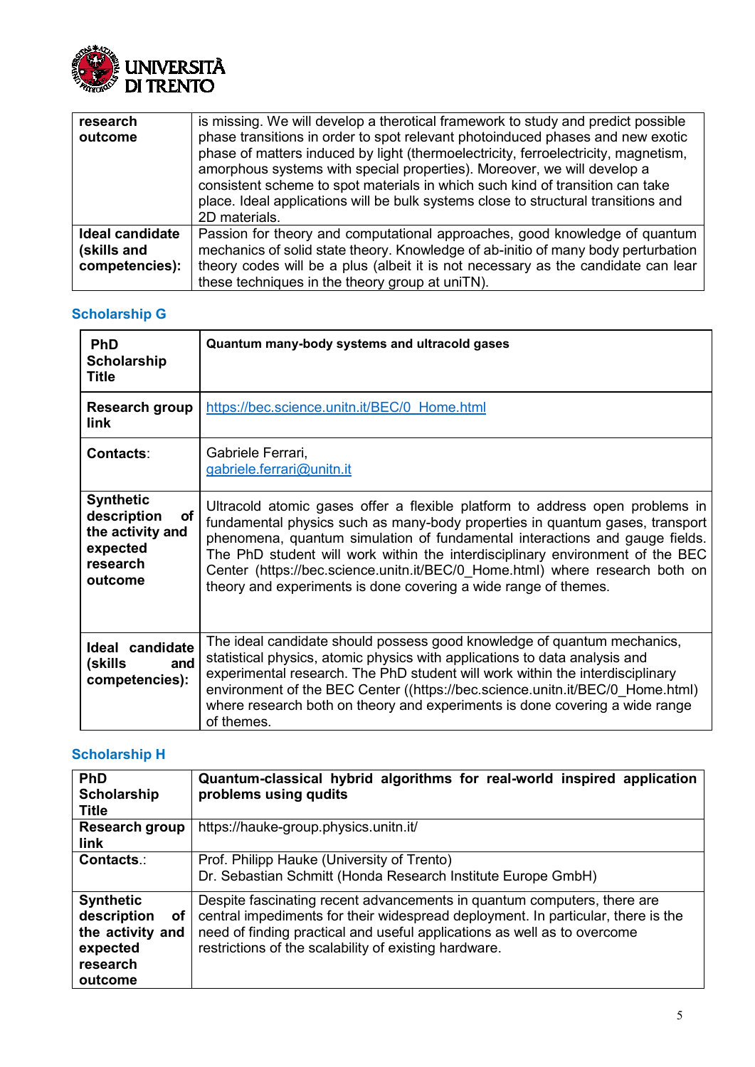| research outcome | is missing. We will develop a therotical framework to study and predict possible phase transitions in order to spot relevant photoinduced phases and new exotic phase of matters induced by light (thermoelectricity, ferroelectricity, magnetism, amorphous systems with special properties). Moreover, we will develop a consistent scheme to spot materials in which such kind of transition can take place. Ideal applications will be bulk systems close to structural transitions and 2D materials. |
|---|---|
| **Ideal candidate (skills and competencies):** | Passion for theory and computational approaches, good knowledge of quantum mechanics of solid state theory. Knowledge of ab-initio of many body perturbation theory codes will be a plus (albeit it is not necessary as the candidate can lear these techniques in the theory group at uniTN). |

### Scholarship G

| **PhD Scholarship Title** | **Quantum many-body systems and ultracold gases** |
|---|---|
| **Research group link** | https://bec.science.unitn.it/BEC/0_Home.html |
| **Contacts**: | Gabriele Ferrari, gabriele.ferrari@unitn.it |
| **Synthetic description of the activity and expected research outcome** | Ultracold atomic gases offer a flexible platform to address open problems in fundamental physics such as many-body properties in quantum gases, transport phenomena, quantum simulation of fundamental interactions and gauge fields. The PhD student will work within the interdisciplinary environment of the BEC Center (https://bec.science.unitn.it/BEC/0_Home.html) where research both on theory and experiments is done covering a wide range of themes. |
| **Ideal candidate (skills and competencies):** | The ideal candidate should possess good knowledge of quantum mechanics, statistical physics, atomic physics with applications to data analysis and experimental research. The PhD student will work within the interdisciplinary environment of the BEC Center ((https://bec.science.unitn.it/BEC/0_Home.html) where research both on theory and experiments is done covering a wide range of themes. |

### Scholarship H

| **PhD Scholarship Title** | **Quantum-classical hybrid algorithms for real-world inspired application problems using qudits** |
|---|---|
| **Research group link** | https://hauke-group.physics.unitn.it/ |
| **Contacts.**: | Prof. Philipp Hauke (University of Trento)<br>Dr. Sebastian Schmitt (Honda Research Institute Europe GmbH) |
| **Synthetic description of the activity and expected research outcome** | Despite fascinating recent advancements in quantum computers, there are central impediments for their widespread deployment. In particular, there is the need of finding practical and useful applications as well as to overcome restrictions of the scalability of existing hardware. |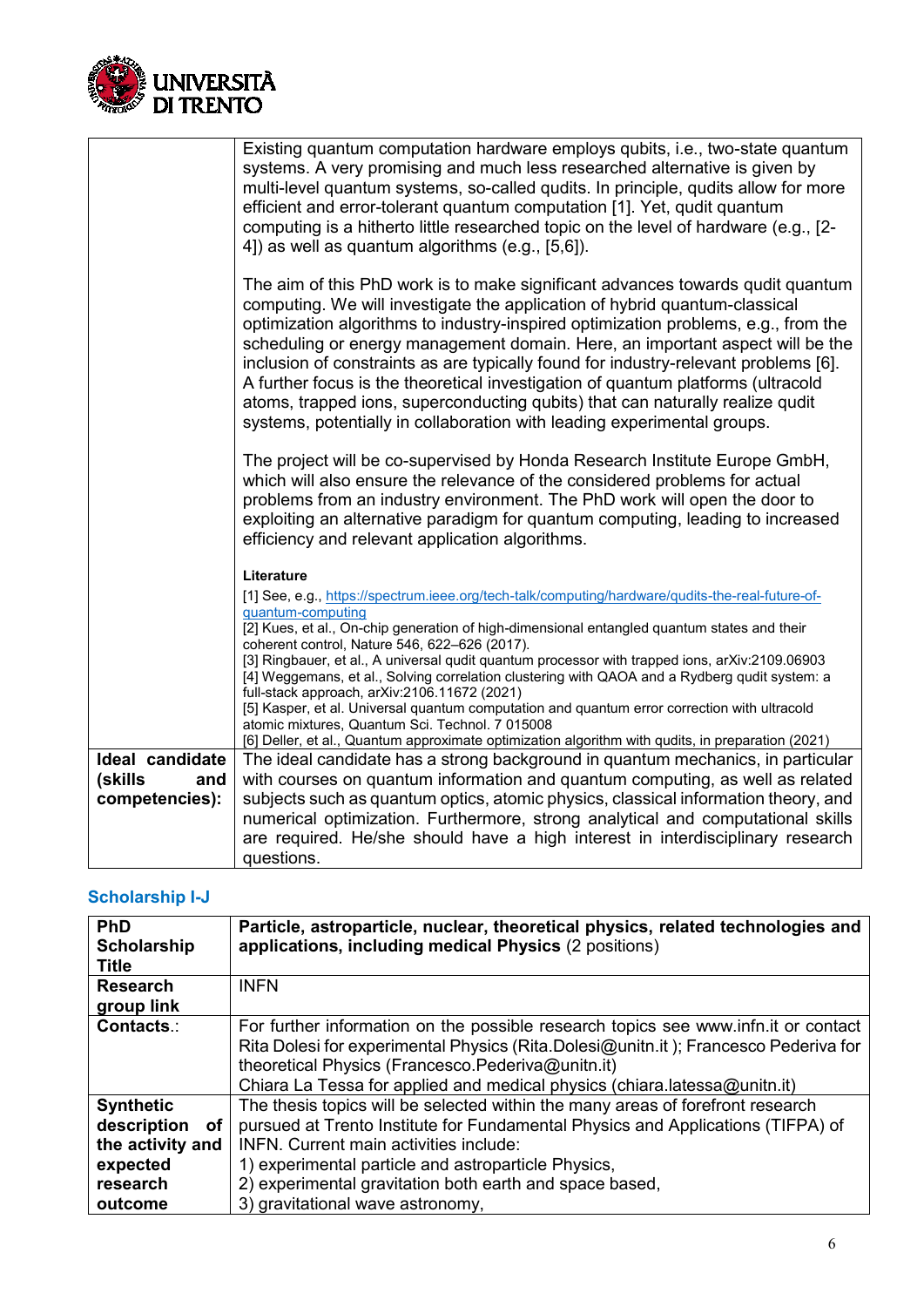| | |
|---|---|
| | Existing quantum computation hardware employs qubits, i.e., two-state quantum systems. A very promising and much less researched alternative is given by multi-level quantum systems, so-called qudits. In principle, qudits allow for more efficient and error-tolerant quantum computation [1]. Yet, qudit quantum computing is a hitherto little researched topic on the level of hardware (e.g., [2-4]) as well as quantum algorithms (e.g., [5,6]).<br><br>The aim of this PhD work is to make significant advances towards qudit quantum computing. We will investigate the application of hybrid quantum-classical optimization algorithms to industry-inspired optimization problems, e.g., from the scheduling or energy management domain. Here, an important aspect will be the inclusion of constraints as are typically found for industry-relevant problems [6]. A further focus is the theoretical investigation of quantum platforms (ultracold atoms, trapped ions, superconducting qubits) that can naturally realize qudit systems, potentially in collaboration with leading experimental groups.<br><br>The project will be co-supervised by Honda Research Institute Europe GmbH, which will also ensure the relevance of the considered problems for actual problems from an industry environment. The PhD work will open the door to exploiting an alternative paradigm for quantum computing, leading to increased efficiency and relevant application algorithms.<br><br>**Literature**<br>[1] See, e.g., https://spectrum.ieee.org/tech-talk/computing/hardware/qudits-the-real-future-of-quantum-computing<br>[2] Kues, et al., On-chip generation of high-dimensional entangled quantum states and their coherent control, Nature 546, 622–626 (2017).<br>[3] Ringbauer, et al., A universal qudit quantum processor with trapped ions, arXiv:2109.06903<br>[4] Weggemans, et al., Solving correlation clustering with QAOA and a Rydberg qudit system: a full-stack approach, arXiv:2106.11672 (2021)<br>[5] Kasper, et al. Universal quantum computation and quantum error correction with ultracold atomic mixtures, Quantum Sci. Technol. 7 015008<br>[6] Deller, et al., Quantum approximate optimization algorithm with qudits, in preparation (2021) |
| **Ideal candidate (skills and competencies):** | The ideal candidate has a strong background in quantum mechanics, in particular with courses on quantum information and quantum computing, as well as related subjects such as quantum optics, atomic physics, classical information theory, and numerical optimization. Furthermore, strong analytical and computational skills are required. He/she should have a high interest in interdisciplinary research questions. |

## Scholarship I-J

| | |
|---|---|
| **PhD Scholarship Title** | **Particle, astroparticle, nuclear, theoretical physics, related technologies and applications, including medical Physics** (2 positions) |
| **Research group link** | INFN |
| **Contacts.**: | For further information on the possible research topics see www.infn.it or contact Rita Dolesi for experimental Physics (Rita.Dolesi@unitn.it ); Francesco Pederiva for theoretical Physics (Francesco.Pederiva@unitn.it)<br>Chiara La Tessa for applied and medical physics (chiara.latessa@unitn.it) |
| **Synthetic description of the activity and expected research outcome** | The thesis topics will be selected within the many areas of forefront research pursued at Trento Institute for Fundamental Physics and Applications (TIFPA) of INFN. Current main activities include:<br>1) experimental particle and astroparticle Physics,<br>2) experimental gravitation both earth and space based,<br>3) gravitational wave astronomy, |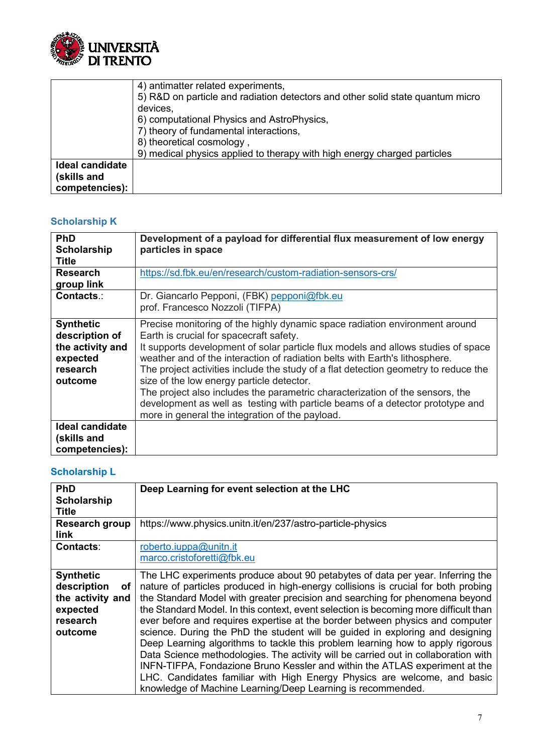|  |  |
|---|---|
|  | 4) antimatter related experiments,<br>5) R&D on particle and radiation detectors and other solid state quantum micro devices,<br>6) computational Physics and AstroPhysics,<br>7) theory of fundamental interactions,<br>8) theoretical cosmology ,<br>9) medical physics applied to therapy with high energy charged particles |
| **Ideal candidate (skills and competencies):** |  |

### Scholarship K

| **PhD Scholarship Title** | **Development of a payload for differential flux measurement of low energy particles in space** |
|---|---|
| **Research group link** | https://sd.fbk.eu/en/research/custom-radiation-sensors-crs/ |
| **Contacts**.: | Dr. Giancarlo Pepponi, (FBK) pepponi@fbk.eu<br>prof. Francesco Nozzoli (TIFPA) |
| **Synthetic description of the activity and expected research outcome** | Precise monitoring of the highly dynamic space radiation environment around Earth is crucial for spacecraft safety.<br>It supports development of solar particle flux models and allows studies of space weather and of the interaction of radiation belts with Earth's lithosphere.<br>The project activities include the study of a flat detection geometry to reduce the size of the low energy particle detector.<br>The project also includes the parametric characterization of the sensors, the development as well as testing with particle beams of a detector prototype and more in general the integration of the payload. |
| **Ideal candidate (skills and competencies):** |  |

### Scholarship L

| **PhD Scholarship Title** | **Deep Learning for event selection at the LHC** |
|---|---|
| **Research group link** | https://www.physics.unitn.it/en/237/astro-particle-physics |
| **Contacts**: | roberto.iuppa@unitn.it<br>marco.cristoforetti@fbk.eu |
| **Synthetic description of the activity and expected research outcome** | The LHC experiments produce about 90 petabytes of data per year. Inferring the nature of particles produced in high-energy collisions is crucial for both probing the Standard Model with greater precision and searching for phenomena beyond the Standard Model. In this context, event selection is becoming more difficult than ever before and requires expertise at the border between physics and computer science. During the PhD the student will be guided in exploring and designing Deep Learning algorithms to tackle this problem learning how to apply rigorous Data Science methodologies. The activity will be carried out in collaboration with INFN-TIFPA, Fondazione Bruno Kessler and within the ATLAS experiment at the LHC. Candidates familiar with High Energy Physics are welcome, and basic knowledge of Machine Learning/Deep Learning is recommended. |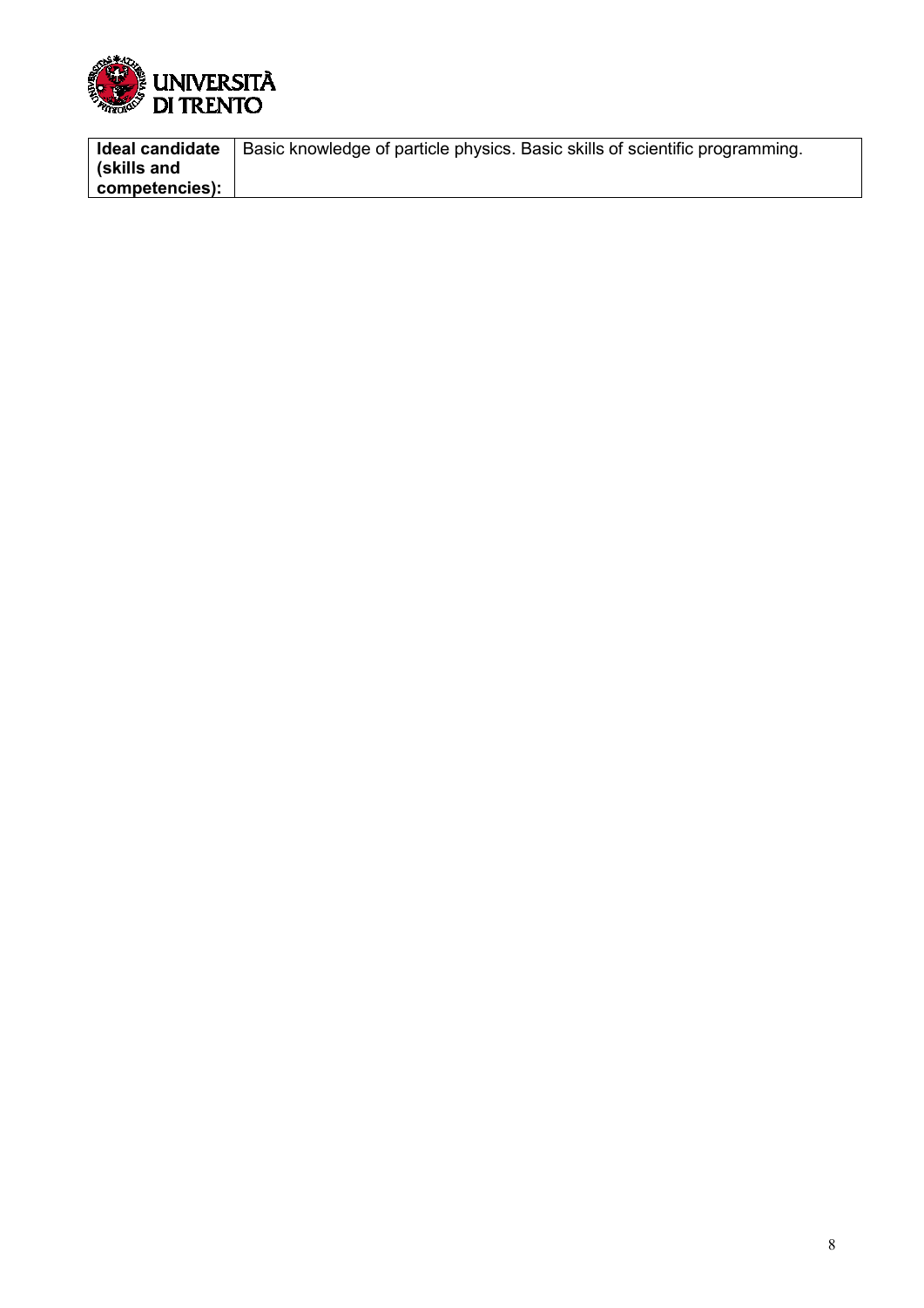| | |
|---|---|
| **Ideal candidate (skills and competencies):** | Basic knowledge of particle physics. Basic skills of scientific programming. |